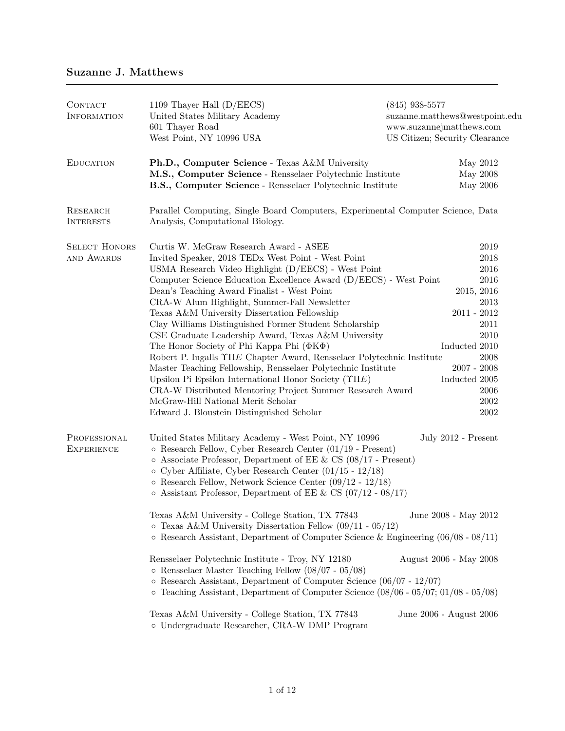# Suzanne J. Matthews

## Contact Information

1109 Thayer Hall (D/EECS)
United States Military Academy
601 Thayer Road
West Point, NY 10996 USA

(845) 938-5577
suzanne.matthews@westpoint.edu
www.suzannejmatthews.com
US Citizen; Security Clearance

## Education

**Ph.D., Computer Science** - Texas A&M University — May 2012
**M.S., Computer Science** - Rensselaer Polytechnic Institute — May 2008
**B.S., Computer Science** - Rensselaer Polytechnic Institute — May 2006

## Research Interests

Parallel Computing, Single Board Computers, Experimental Computer Science, Data Analysis, Computational Biology.

## Select Honors and Awards

| | |
|---|---|
| Curtis W. McGraw Research Award - ASEE | 2019 |
| Invited Speaker, 2018 TEDx West Point - West Point | 2018 |
| USMA Research Video Highlight (D/EECS) - West Point | 2016 |
| Computer Science Education Excellence Award (D/EECS) - West Point | 2016 |
| Dean's Teaching Award Finalist - West Point | 2015, 2016 |
| CRA-W Alum Highlight, Summer-Fall Newsletter | 2013 |
| Texas A&M University Dissertation Fellowship | 2011 - 2012 |
| Clay Williams Distinguished Former Student Scholarship | 2011 |
| CSE Graduate Leadership Award, Texas A&M University | 2010 |
| The Honor Society of Phi Kappa Phi (ΦΚΦ) | Inducted 2010 |
| Robert P. Ingalls ΥΠΕ Chapter Award, Rensselaer Polytechnic Institute | 2008 |
| Master Teaching Fellowship, Rensselaer Polytechnic Institute | 2007 - 2008 |
| Upsilon Pi Epsilon International Honor Society (ΥΠΕ) | Inducted 2005 |
| CRA-W Distributed Mentoring Project Summer Research Award | 2006 |
| McGraw-Hill National Merit Scholar | 2002 |
| Edward J. Bloustein Distinguished Scholar | 2002 |

## Professional Experience

**United States Military Academy - West Point, NY 10996** — July 2012 - Present
- Research Fellow, Cyber Research Center (01/19 - Present)
- Associate Professor, Department of EE & CS (08/17 - Present)
- Cyber Affiliate, Cyber Research Center (01/15 - 12/18)
- Research Fellow, Network Science Center (09/12 - 12/18)
- Assistant Professor, Department of EE & CS (07/12 - 08/17)

**Texas A&M University - College Station, TX 77843** — June 2008 - May 2012
- Texas A&M University Dissertation Fellow (09/11 - 05/12)
- Research Assistant, Department of Computer Science & Engineering (06/08 - 08/11)

**Rensselaer Polytechnic Institute - Troy, NY 12180** — August 2006 - May 2008
- Rensselaer Master Teaching Fellow (08/07 - 05/08)
- Research Assistant, Department of Computer Science (06/07 - 12/07)
- Teaching Assistant, Department of Computer Science (08/06 - 05/07; 01/08 - 05/08)

**Texas A&M University - College Station, TX 77843** — June 2006 - August 2006
- Undergraduate Researcher, CRA-W DMP Program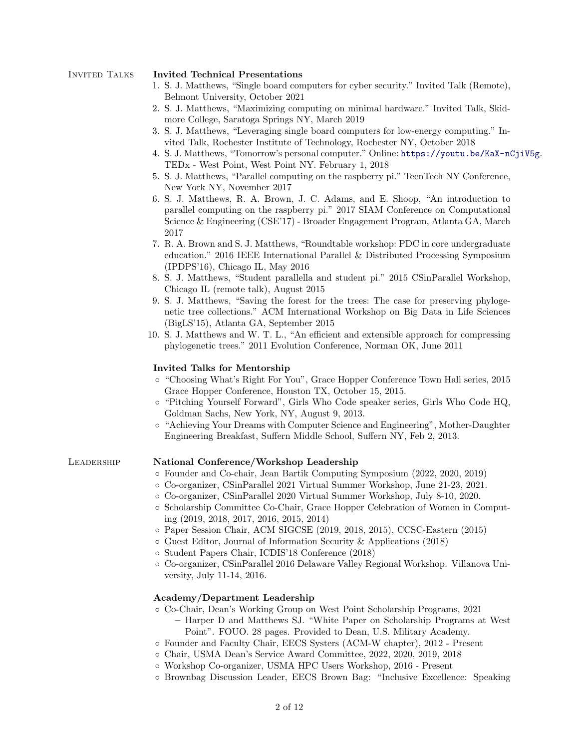## Invited Talks

### Invited Technical Presentations

1. S. J. Matthews, "Single board computers for cyber security." Invited Talk (Remote), Belmont University, October 2021
2. S. J. Matthews, "Maximizing computing on minimal hardware." Invited Talk, Skidmore College, Saratoga Springs NY, March 2019
3. S. J. Matthews, "Leveraging single board computers for low-energy computing." Invited Talk, Rochester Institute of Technology, Rochester NY, October 2018
4. S. J. Matthews, "Tomorrow's personal computer." Online: https://youtu.be/KaX-nCjiV5g. TEDx - West Point, West Point NY. February 1, 2018
5. S. J. Matthews, "Parallel computing on the raspberry pi." TeenTech NY Conference, New York NY, November 2017
6. S. J. Matthews, R. A. Brown, J. C. Adams, and E. Shoop, "An introduction to parallel computing on the raspberry pi." 2017 SIAM Conference on Computational Science & Engineering (CSE'17) - Broader Engagement Program, Atlanta GA, March 2017
7. R. A. Brown and S. J. Matthews, "Roundtable workshop: PDC in core undergraduate education." 2016 IEEE International Parallel & Distributed Processing Symposium (IPDPS'16), Chicago IL, May 2016
8. S. J. Matthews, "Student parallella and student pi." 2015 CSinParallel Workshop, Chicago IL (remote talk), August 2015
9. S. J. Matthews, "Saving the forest for the trees: The case for preserving phylogenetic tree collections." ACM International Workshop on Big Data in Life Sciences (BigLS'15), Atlanta GA, September 2015
10. S. J. Matthews and W. T. L., "An efficient and extensible approach for compressing phylogenetic trees." 2011 Evolution Conference, Norman OK, June 2011

### Invited Talks for Mentorship

- "Choosing What's Right For You", Grace Hopper Conference Town Hall series, 2015 Grace Hopper Conference, Houston TX, October 15, 2015.
- "Pitching Yourself Forward", Girls Who Code speaker series, Girls Who Code HQ, Goldman Sachs, New York, NY, August 9, 2013.
- "Achieving Your Dreams with Computer Science and Engineering", Mother-Daughter Engineering Breakfast, Suffern Middle School, Suffern NY, Feb 2, 2013.

## Leadership

### National Conference/Workshop Leadership

- Founder and Co-chair, Jean Bartik Computing Symposium (2022, 2020, 2019)
- Co-organizer, CSinParallel 2021 Virtual Summer Workshop, June 21-23, 2021.
- Co-organizer, CSinParallel 2020 Virtual Summer Workshop, July 8-10, 2020.
- Scholarship Committee Co-Chair, Grace Hopper Celebration of Women in Computing (2019, 2018, 2017, 2016, 2015, 2014)
- Paper Session Chair, ACM SIGCSE (2019, 2018, 2015), CCSC-Eastern (2015)
- Guest Editor, Journal of Information Security & Applications (2018)
- Student Papers Chair, ICDIS'18 Conference (2018)
- Co-organizer, CSinParallel 2016 Delaware Valley Regional Workshop. Villanova University, July 11-14, 2016.

### Academy/Department Leadership

- Co-Chair, Dean's Working Group on West Point Scholarship Programs, 2021
  - Harper D and Matthews SJ. "White Paper on Scholarship Programs at West Point". FOUO. 28 pages. Provided to Dean, U.S. Military Academy.
- Founder and Faculty Chair, EECS Systers (ACM-W chapter), 2012 - Present
- Chair, USMA Dean's Service Award Committee, 2022, 2020, 2019, 2018
- Workshop Co-organizer, USMA HPC Users Workshop, 2016 - Present
- Brownbag Discussion Leader, EECS Brown Bag: "Inclusive Excellence: Speaking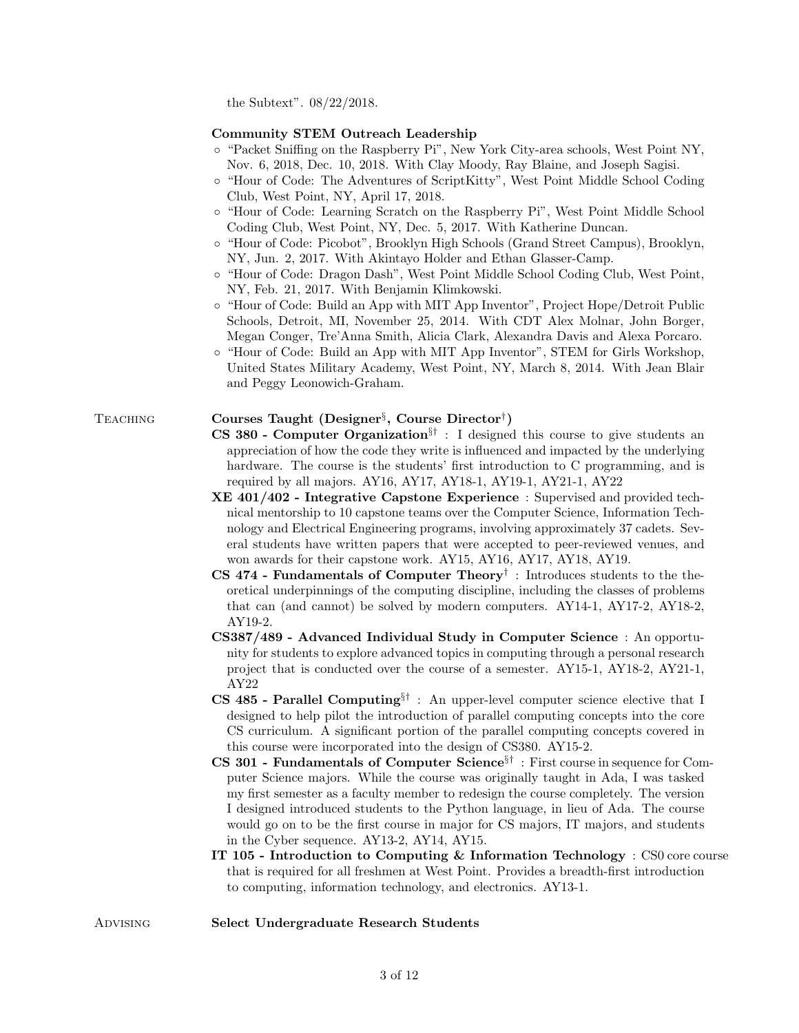the Subtext". 08/22/2018.

**Community STEM Outreach Leadership**

- "Packet Sniffing on the Raspberry Pi", New York City-area schools, West Point NY, Nov. 6, 2018, Dec. 10, 2018. With Clay Moody, Ray Blaine, and Joseph Sagisi.
- "Hour of Code: The Adventures of ScriptKitty", West Point Middle School Coding Club, West Point, NY, April 17, 2018.
- "Hour of Code: Learning Scratch on the Raspberry Pi", West Point Middle School Coding Club, West Point, NY, Dec. 5, 2017. With Katherine Duncan.
- "Hour of Code: Picobot", Brooklyn High Schools (Grand Street Campus), Brooklyn, NY, Jun. 2, 2017. With Akintayo Holder and Ethan Glasser-Camp.
- "Hour of Code: Dragon Dash", West Point Middle School Coding Club, West Point, NY, Feb. 21, 2017. With Benjamin Klimkowski.
- "Hour of Code: Build an App with MIT App Inventor", Project Hope/Detroit Public Schools, Detroit, MI, November 25, 2014. With CDT Alex Molnar, John Borger, Megan Conger, Tre'Anna Smith, Alicia Clark, Alexandra Davis and Alexa Porcaro.
- "Hour of Code: Build an App with MIT App Inventor", STEM for Girls Workshop, United States Military Academy, West Point, NY, March 8, 2014. With Jean Blair and Peggy Leonowich-Graham.

## Teaching

**Courses Taught (Designer§, Course Director†)**

**CS 380 - Computer Organization§†** : I designed this course to give students an appreciation of how the code they write is influenced and impacted by the underlying hardware. The course is the students' first introduction to C programming, and is required by all majors. AY16, AY17, AY18-1, AY19-1, AY21-1, AY22

**XE 401/402 - Integrative Capstone Experience** : Supervised and provided technical mentorship to 10 capstone teams over the Computer Science, Information Technology and Electrical Engineering programs, involving approximately 37 cadets. Several students have written papers that were accepted to peer-reviewed venues, and won awards for their capstone work. AY15, AY16, AY17, AY18, AY19.

**CS 474 - Fundamentals of Computer Theory†** : Introduces students to the theoretical underpinnings of the computing discipline, including the classes of problems that can (and cannot) be solved by modern computers. AY14-1, AY17-2, AY18-2, AY19-2.

**CS387/489 - Advanced Individual Study in Computer Science** : An opportunity for students to explore advanced topics in computing through a personal research project that is conducted over the course of a semester. AY15-1, AY18-2, AY21-1, AY22

**CS 485 - Parallel Computing§†** : An upper-level computer science elective that I designed to help pilot the introduction of parallel computing concepts into the core CS curriculum. A significant portion of the parallel computing concepts covered in this course were incorporated into the design of CS380. AY15-2.

**CS 301 - Fundamentals of Computer Science§†** : First course in sequence for Computer Science majors. While the course was originally taught in Ada, I was tasked my first semester as a faculty member to redesign the course completely. The version I designed introduced students to the Python language, in lieu of Ada. The course would go on to be the first course in major for CS majors, IT majors, and students in the Cyber sequence. AY13-2, AY14, AY15.

**IT 105 - Introduction to Computing & Information Technology** : CS0 core course that is required for all freshmen at West Point. Provides a breadth-first introduction to computing, information technology, and electronics. AY13-1.

## Advising

**Select Undergraduate Research Students**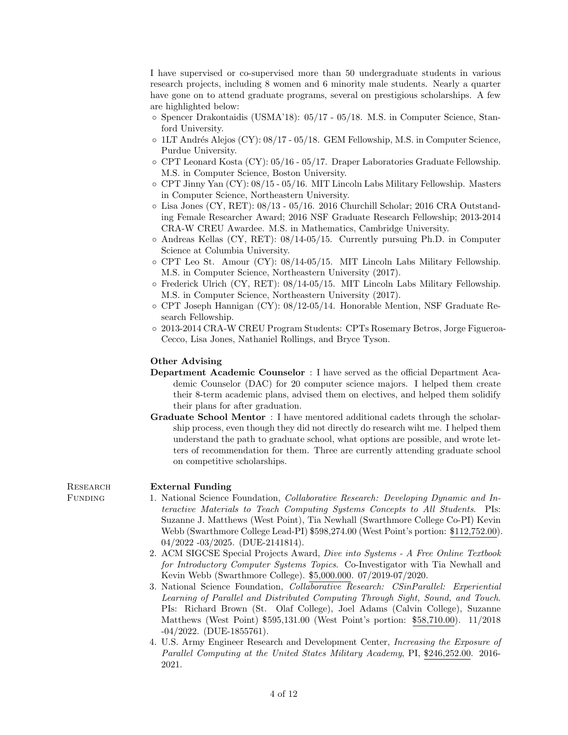I have supervised or co-supervised more than 50 undergraduate students in various research projects, including 8 women and 6 minority male students. Nearly a quarter have gone on to attend graduate programs, several on prestigious scholarships. A few are highlighted below:

- Spencer Drakontaidis (USMA'18): 05/17 - 05/18. M.S. in Computer Science, Stanford University.
- 1LT Andrés Alejos (CY): 08/17 - 05/18. GEM Fellowship, M.S. in Computer Science, Purdue University.
- CPT Leonard Kosta (CY): 05/16 - 05/17. Draper Laboratories Graduate Fellowship. M.S. in Computer Science, Boston University.
- CPT Jinny Yan (CY): 08/15 - 05/16. MIT Lincoln Labs Military Fellowship. Masters in Computer Science, Northeastern University.
- Lisa Jones (CY, RET): 08/13 - 05/16. 2016 Churchill Scholar; 2016 CRA Outstanding Female Researcher Award; 2016 NSF Graduate Research Fellowship; 2013-2014 CRA-W CREU Awardee. M.S. in Mathematics, Cambridge University.
- Andreas Kellas (CY, RET): 08/14-05/15. Currently pursuing Ph.D. in Computer Science at Columbia University.
- CPT Leo St. Amour (CY): 08/14-05/15. MIT Lincoln Labs Military Fellowship. M.S. in Computer Science, Northeastern University (2017).
- Frederick Ulrich (CY, RET): 08/14-05/15. MIT Lincoln Labs Military Fellowship. M.S. in Computer Science, Northeastern University (2017).
- CPT Joseph Hannigan (CY): 08/12-05/14. Honorable Mention, NSF Graduate Research Fellowship.
- 2013-2014 CRA-W CREU Program Students: CPTs Rosemary Betros, Jorge Figueroa-Cecco, Lisa Jones, Nathaniel Rollings, and Bryce Tyson.

**Other Advising**

**Department Academic Counselor** : I have served as the official Department Academic Counselor (DAC) for 20 computer science majors. I helped them create their 8-term academic plans, advised them on electives, and helped them solidify their plans for after graduation.

**Graduate School Mentor** : I have mentored additional cadets through the scholarship process, even though they did not directly do research wiht me. I helped them understand the path to graduate school, what options are possible, and wrote letters of recommendation for them. Three are currently attending graduate school on competitive scholarships.

## Research Funding

**External Funding**

1. National Science Foundation, *Collaborative Research: Developing Dynamic and Interactive Materials to Teach Computing Systems Concepts to All Students*. PIs: Suzanne J. Matthews (West Point), Tia Newhall (Swarthmore College Co-PI) Kevin Webb (Swarthmore College Lead-PI) $598,274.00 (West Point's portion: $112,752.00). 04/2022 -03/2025. (DUE-2141814).
2. ACM SIGCSE Special Projects Award, *Dive into Systems - A Free Online Textbook for Introductory Computer Systems Topics*. Co-Investigator with Tia Newhall and Kevin Webb (Swarthmore College). $5,000.000. 07/2019-07/2020.
3. National Science Foundation, *Collaborative Research: CSinParallel: Experiential Learning of Parallel and Distributed Computing Through Sight, Sound, and Touch*. PIs: Richard Brown (St. Olaf College), Joel Adams (Calvin College), Suzanne Matthews (West Point) $595,131.00 (West Point's portion: $58,710.00). 11/2018 -04/2022. (DUE-1855761).
4. U.S. Army Engineer Research and Development Center, *Increasing the Exposure of Parallel Computing at the United States Military Academy*, PI, $246,252.00. 2016-2021.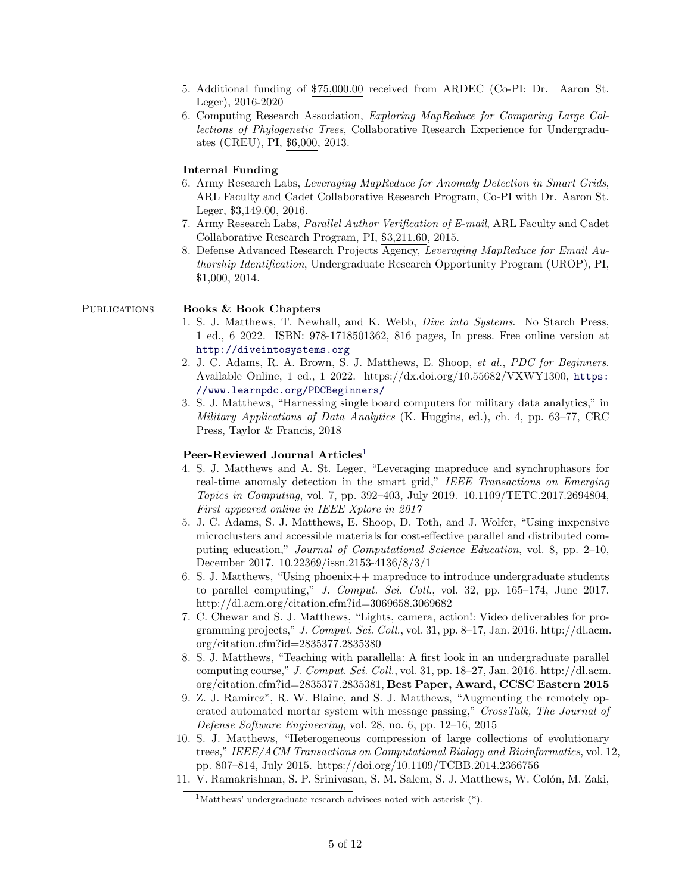5. Additional funding of $75,000.00 received from ARDEC (Co-PI: Dr. Aaron St. Leger), 2016-2020
6. Computing Research Association, *Exploring MapReduce for Comparing Large Collections of Phylogenetic Trees*, Collaborative Research Experience for Undergraduates (CREU), PI, $6,000, 2013.

**Internal Funding**

6. Army Research Labs, *Leveraging MapReduce for Anomaly Detection in Smart Grids*, ARL Faculty and Cadet Collaborative Research Program, Co-PI with Dr. Aaron St. Leger, $3,149.00, 2016.
7. Army Research Labs, *Parallel Author Verification of E-mail*, ARL Faculty and Cadet Collaborative Research Program, PI, $3,211.60, 2015.
8. Defense Advanced Research Projects Agency, *Leveraging MapReduce for Email Authorship Identification*, Undergraduate Research Opportunity Program (UROP), PI, $1,000, 2014.

## Publications

**Books & Book Chapters**

1. S. J. Matthews, T. Newhall, and K. Webb, *Dive into Systems*. No Starch Press, 1 ed., 6 2022. ISBN: 978-1718501362, 816 pages, In press. Free online version at http://diveintosystems.org
2. J. C. Adams, R. A. Brown, S. J. Matthews, E. Shoop, *et al.*, *PDC for Beginners*. Available Online, 1 ed., 1 2022. https://dx.doi.org/10.55682/VXWY1300, https://www.learnpdc.org/PDCBeginners/
3. S. J. Matthews, "Harnessing single board computers for military data analytics," in *Military Applications of Data Analytics* (K. Huggins, ed.), ch. 4, pp. 63–77, CRC Press, Taylor & Francis, 2018

**Peer-Reviewed Journal Articles**[1]

4. S. J. Matthews and A. St. Leger, "Leveraging mapreduce and synchrophasors for real-time anomaly detection in the smart grid," *IEEE Transactions on Emerging Topics in Computing*, vol. 7, pp. 392–403, July 2019. 10.1109/TETC.2017.2694804, *First appeared online in IEEE Xplore in 2017*
5. J. C. Adams, S. J. Matthews, E. Shoop, D. Toth, and J. Wolfer, "Using inxpensive microclusters and accessible materials for cost-effective parallel and distributed computing education," *Journal of Computational Science Education*, vol. 8, pp. 2–10, December 2017. 10.22369/issn.2153-4136/8/3/1
6. S. J. Matthews, "Using phoenix++ mapreduce to introduce undergraduate students to parallel computing," *J. Comput. Sci. Coll.*, vol. 32, pp. 165–174, June 2017. http://dl.acm.org/citation.cfm?id=3069658.3069682
7. C. Chewar and S. J. Matthews, "Lights, camera, action!: Video deliverables for programming projects," *J. Comput. Sci. Coll.*, vol. 31, pp. 8–17, Jan. 2016. http://dl.acm.org/citation.cfm?id=2835377.2835380
8. S. J. Matthews, "Teaching with parallella: A first look in an undergraduate parallel computing course," *J. Comput. Sci. Coll.*, vol. 31, pp. 18–27, Jan. 2016. http://dl.acm.org/citation.cfm?id=2835377.2835381, **Best Paper, Award, CCSC Eastern 2015**
9. Z. J. Ramirez*, R. W. Blaine, and S. J. Matthews, "Augmenting the remotely operated automated mortar system with message passing," *CrossTalk, The Journal of Defense Software Engineering*, vol. 28, no. 6, pp. 12–16, 2015
10. S. J. Matthews, "Heterogeneous compression of large collections of evolutionary trees," *IEEE/ACM Transactions on Computational Biology and Bioinformatics*, vol. 12, pp. 807–814, July 2015. https://doi.org/10.1109/TCBB.2014.2366756
11. V. Ramakrishnan, S. P. Srinivasan, S. M. Salem, S. J. Matthews, W. Colón, M. Zaki,

[1] Matthews' undergraduate research advisees noted with asterisk (*).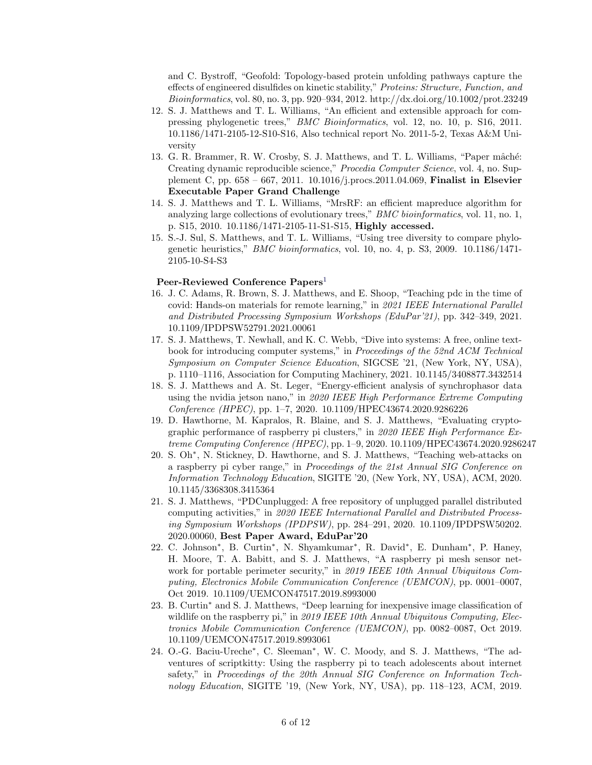and C. Bystroff, "Geofold: Topology-based protein unfolding pathways capture the effects of engineered disulfides on kinetic stability," *Proteins: Structure, Function, and Bioinformatics*, vol. 80, no. 3, pp. 920–934, 2012. http://dx.doi.org/10.1002/prot.23249

12. S. J. Matthews and T. L. Williams, "An efficient and extensible approach for compressing phylogenetic trees," *BMC Bioinformatics*, vol. 12, no. 10, p. S16, 2011. 10.1186/1471-2105-12-S10-S16, Also technical report No. 2011-5-2, Texas A&M University
13. G. R. Brammer, R. W. Crosby, S. J. Matthews, and T. L. Williams, "Paper mâché: Creating dynamic reproducible science," *Procedia Computer Science*, vol. 4, no. Supplement C, pp. 658 – 667, 2011. 10.1016/j.procs.2011.04.069, **Finalist in Elsevier Executable Paper Grand Challenge**
14. S. J. Matthews and T. L. Williams, "MrsRF: an efficient mapreduce algorithm for analyzing large collections of evolutionary trees," *BMC bioinformatics*, vol. 11, no. 1, p. S15, 2010. 10.1186/1471-2105-11-S1-S15, **Highly accessed.**
15. S.-J. Sul, S. Matthews, and T. L. Williams, "Using tree diversity to compare phylogenetic heuristics," *BMC bioinformatics*, vol. 10, no. 4, p. S3, 2009. 10.1186/1471-2105-10-S4-S3

**Peer-Reviewed Conference Papers**[1]

16. J. C. Adams, R. Brown, S. J. Matthews, and E. Shoop, "Teaching pdc in the time of covid: Hands-on materials for remote learning," in *2021 IEEE International Parallel and Distributed Processing Symposium Workshops (EduPar'21)*, pp. 342–349, 2021. 10.1109/IPDPSW52791.2021.00061
17. S. J. Matthews, T. Newhall, and K. C. Webb, "Dive into systems: A free, online textbook for introducing computer systems," in *Proceedings of the 52nd ACM Technical Symposium on Computer Science Education*, SIGCSE '21, (New York, NY, USA), p. 1110–1116, Association for Computing Machinery, 2021. 10.1145/3408877.3432514
18. S. J. Matthews and A. St. Leger, "Energy-efficient analysis of synchrophasor data using the nvidia jetson nano," in *2020 IEEE High Performance Extreme Computing Conference (HPEC)*, pp. 1–7, 2020. 10.1109/HPEC43674.2020.9286226
19. D. Hawthorne, M. Kapralos, R. Blaine, and S. J. Matthews, "Evaluating cryptographic performance of raspberry pi clusters," in *2020 IEEE High Performance Extreme Computing Conference (HPEC)*, pp. 1–9, 2020. 10.1109/HPEC43674.2020.9286247
20. S. Oh*, N. Stickney, D. Hawthorne, and S. J. Matthews, "Teaching web-attacks on a raspberry pi cyber range," in *Proceedings of the 21st Annual SIG Conference on Information Technology Education*, SIGITE '20, (New York, NY, USA), ACM, 2020. 10.1145/3368308.3415364
21. S. J. Matthews, "PDCunplugged: A free repository of unplugged parallel distributed computing activities," in *2020 IEEE International Parallel and Distributed Processing Symposium Workshops (IPDPSW)*, pp. 284–291, 2020. 10.1109/IPDPSW50202.2020.00060, **Best Paper Award, EduPar'20**
22. C. Johnson*, B. Curtin*, N. Shyamkumar*, R. David*, E. Dunham*, P. Haney, H. Moore, T. A. Babitt, and S. J. Matthews, "A raspberry pi mesh sensor network for portable perimeter security," in *2019 IEEE 10th Annual Ubiquitous Computing, Electronics Mobile Communication Conference (UEMCON)*, pp. 0001–0007, Oct 2019. 10.1109/UEMCON47517.2019.8993000
23. B. Curtin* and S. J. Matthews, "Deep learning for inexpensive image classification of wildlife on the raspberry pi," in *2019 IEEE 10th Annual Ubiquitous Computing, Electronics Mobile Communication Conference (UEMCON)*, pp. 0082–0087, Oct 2019. 10.1109/UEMCON47517.2019.8993061
24. O.-G. Baciu-Ureche*, C. Sleeman*, W. C. Moody, and S. J. Matthews, "The adventures of scriptkitty: Using the raspberry pi to teach adolescents about internet safety," in *Proceedings of the 20th Annual SIG Conference on Information Technology Education*, SIGITE '19, (New York, NY, USA), pp. 118–123, ACM, 2019.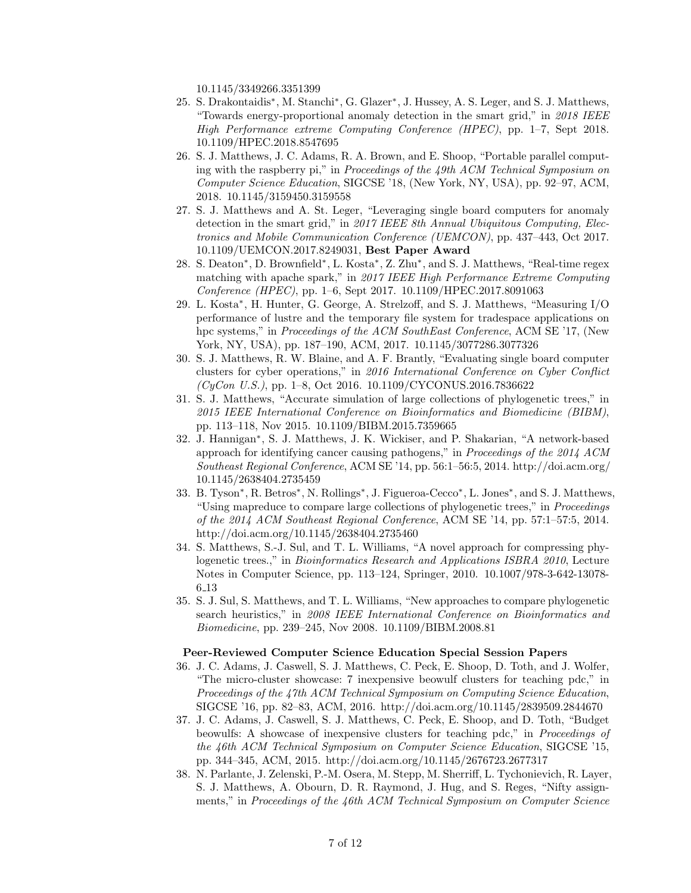10.1145/3349266.3351399

25. S. Drakontaidis*, M. Stanchi*, G. Glazer*, J. Hussey, A. S. Leger, and S. J. Matthews, "Towards energy-proportional anomaly detection in the smart grid," in *2018 IEEE High Performance extreme Computing Conference (HPEC)*, pp. 1–7, Sept 2018. 10.1109/HPEC.2018.8547695
26. S. J. Matthews, J. C. Adams, R. A. Brown, and E. Shoop, "Portable parallel computing with the raspberry pi," in *Proceedings of the 49th ACM Technical Symposium on Computer Science Education*, SIGCSE '18, (New York, NY, USA), pp. 92–97, ACM, 2018. 10.1145/3159450.3159558
27. S. J. Matthews and A. St. Leger, "Leveraging single board computers for anomaly detection in the smart grid," in *2017 IEEE 8th Annual Ubiquitous Computing, Electronics and Mobile Communication Conference (UEMCON)*, pp. 437–443, Oct 2017. 10.1109/UEMCON.2017.8249031, **Best Paper Award**
28. S. Deaton*, D. Brownfield*, L. Kosta*, Z. Zhu*, and S. J. Matthews, "Real-time regex matching with apache spark," in *2017 IEEE High Performance Extreme Computing Conference (HPEC)*, pp. 1–6, Sept 2017. 10.1109/HPEC.2017.8091063
29. L. Kosta*, H. Hunter, G. George, A. Strelzoff, and S. J. Matthews, "Measuring I/O performance of lustre and the temporary file system for tradespace applications on hpc systems," in *Proceedings of the ACM SouthEast Conference*, ACM SE '17, (New York, NY, USA), pp. 187–190, ACM, 2017. 10.1145/3077286.3077326
30. S. J. Matthews, R. W. Blaine, and A. F. Brantly, "Evaluating single board computer clusters for cyber operations," in *2016 International Conference on Cyber Conflict (CyCon U.S.)*, pp. 1–8, Oct 2016. 10.1109/CYCONUS.2016.7836622
31. S. J. Matthews, "Accurate simulation of large collections of phylogenetic trees," in *2015 IEEE International Conference on Bioinformatics and Biomedicine (BIBM)*, pp. 113–118, Nov 2015. 10.1109/BIBM.2015.7359665
32. J. Hannigan*, S. J. Matthews, J. K. Wickiser, and P. Shakarian, "A network-based approach for identifying cancer causing pathogens," in *Proceedings of the 2014 ACM Southeast Regional Conference*, ACM SE '14, pp. 56:1–56:5, 2014. http://doi.acm.org/10.1145/2638404.2735459
33. B. Tyson*, R. Betros*, N. Rollings*, J. Figueroa-Cecco*, L. Jones*, and S. J. Matthews, "Using mapreduce to compare large collections of phylogenetic trees," in *Proceedings of the 2014 ACM Southeast Regional Conference*, ACM SE '14, pp. 57:1–57:5, 2014. http://doi.acm.org/10.1145/2638404.2735460
34. S. Matthews, S.-J. Sul, and T. L. Williams, "A novel approach for compressing phylogenetic trees.," in *Bioinformatics Research and Applications ISBRA 2010*, Lecture Notes in Computer Science, pp. 113–124, Springer, 2010. 10.1007/978-3-642-13078-6_13
35. S. J. Sul, S. Matthews, and T. L. Williams, "New approaches to compare phylogenetic search heuristics," in *2008 IEEE International Conference on Bioinformatics and Biomedicine*, pp. 239–245, Nov 2008. 10.1109/BIBM.2008.81

**Peer-Reviewed Computer Science Education Special Session Papers**

36. J. C. Adams, J. Caswell, S. J. Matthews, C. Peck, E. Shoop, D. Toth, and J. Wolfer, "The micro-cluster showcase: 7 inexpensive beowulf clusters for teaching pdc," in *Proceedings of the 47th ACM Technical Symposium on Computing Science Education*, SIGCSE '16, pp. 82–83, ACM, 2016. http://doi.acm.org/10.1145/2839509.2844670
37. J. C. Adams, J. Caswell, S. J. Matthews, C. Peck, E. Shoop, and D. Toth, "Budget beowulfs: A showcase of inexpensive clusters for teaching pdc," in *Proceedings of the 46th ACM Technical Symposium on Computer Science Education*, SIGCSE '15, pp. 344–345, ACM, 2015. http://doi.acm.org/10.1145/2676723.2677317
38. N. Parlante, J. Zelenski, P.-M. Osera, M. Stepp, M. Sherriff, L. Tychonievich, R. Layer, S. J. Matthews, A. Obourn, D. R. Raymond, J. Hug, and S. Reges, "Nifty assignments," in *Proceedings of the 46th ACM Technical Symposium on Computer Science*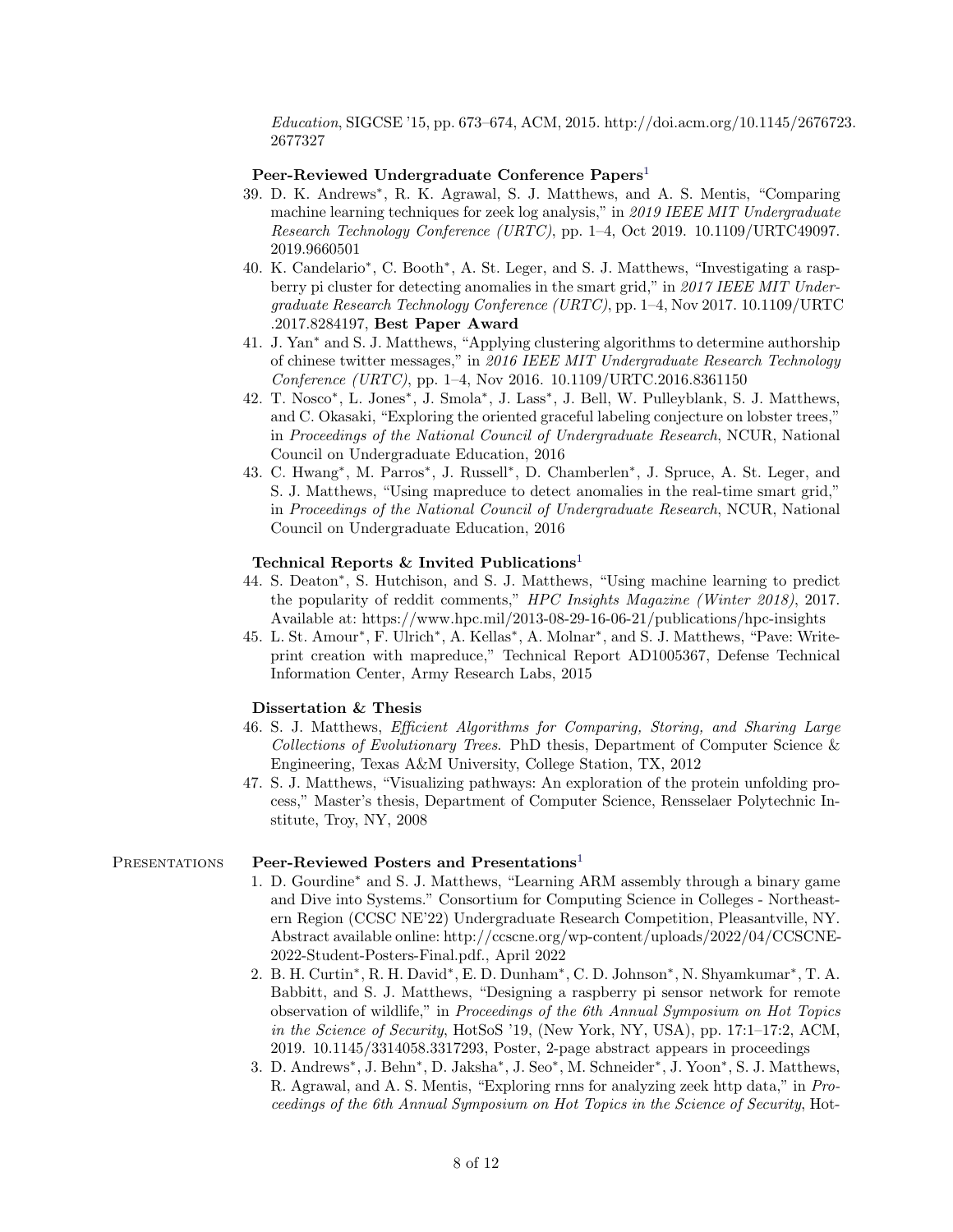*Education*, SIGCSE '15, pp. 673–674, ACM, 2015. http://doi.acm.org/10.1145/2676723.2677327

**Peer-Reviewed Undergraduate Conference Papers**[1]

39. D. K. Andrews*, R. K. Agrawal, S. J. Matthews, and A. S. Mentis, "Comparing machine learning techniques for zeek log analysis," in *2019 IEEE MIT Undergraduate Research Technology Conference (URTC)*, pp. 1–4, Oct 2019. 10.1109/URTC49097.2019.9660501
40. K. Candelario*, C. Booth*, A. St. Leger, and S. J. Matthews, "Investigating a raspberry pi cluster for detecting anomalies in the smart grid," in *2017 IEEE MIT Undergraduate Research Technology Conference (URTC)*, pp. 1–4, Nov 2017. 10.1109/URTC.2017.8284197, **Best Paper Award**
41. J. Yan* and S. J. Matthews, "Applying clustering algorithms to determine authorship of chinese twitter messages," in *2016 IEEE MIT Undergraduate Research Technology Conference (URTC)*, pp. 1–4, Nov 2016. 10.1109/URTC.2016.8361150
42. T. Nosco*, L. Jones*, J. Smola*, J. Lass*, J. Bell, W. Pulleyblank, S. J. Matthews, and C. Okasaki, "Exploring the oriented graceful labeling conjecture on lobster trees," in *Proceedings of the National Council of Undergraduate Research*, NCUR, National Council on Undergraduate Education, 2016
43. C. Hwang*, M. Parros*, J. Russell*, D. Chamberlen*, J. Spruce, A. St. Leger, and S. J. Matthews, "Using mapreduce to detect anomalies in the real-time smart grid," in *Proceedings of the National Council of Undergraduate Research*, NCUR, National Council on Undergraduate Education, 2016

**Technical Reports & Invited Publications**[1]

44. S. Deaton*, S. Hutchison, and S. J. Matthews, "Using machine learning to predict the popularity of reddit comments," *HPC Insights Magazine (Winter 2018)*, 2017. Available at: https://www.hpc.mil/2013-08-29-16-06-21/publications/hpc-insights
45. L. St. Amour*, F. Ulrich*, A. Kellas*, A. Molnar*, and S. J. Matthews, "Pave: Writeprint creation with mapreduce," Technical Report AD1005367, Defense Technical Information Center, Army Research Labs, 2015

**Dissertation & Thesis**

46. S. J. Matthews, *Efficient Algorithms for Comparing, Storing, and Sharing Large Collections of Evolutionary Trees*. PhD thesis, Department of Computer Science & Engineering, Texas A&M University, College Station, TX, 2012
47. S. J. Matthews, "Visualizing pathways: An exploration of the protein unfolding process," Master's thesis, Department of Computer Science, Rensselaer Polytechnic Institute, Troy, NY, 2008

## Presentations

**Peer-Reviewed Posters and Presentations**[1]

1. D. Gourdine* and S. J. Matthews, "Learning ARM assembly through a binary game and Dive into Systems." Consortium for Computing Science in Colleges - Northeastern Region (CCSC NE'22) Undergraduate Research Competition, Pleasantville, NY. Abstract available online: http://ccscne.org/wp-content/uploads/2022/04/CCSCNE-2022-Student-Posters-Final.pdf., April 2022
2. B. H. Curtin*, R. H. David*, E. D. Dunham*, C. D. Johnson*, N. Shyamkumar*, T. A. Babbitt, and S. J. Matthews, "Designing a raspberry pi sensor network for remote observation of wildlife," in *Proceedings of the 6th Annual Symposium on Hot Topics in the Science of Security*, HotSoS '19, (New York, NY, USA), pp. 17:1–17:2, ACM, 2019. 10.1145/3314058.3317293, Poster, 2-page abstract appears in proceedings
3. D. Andrews*, J. Behn*, D. Jaksha*, J. Seo*, M. Schneider*, J. Yoon*, S. J. Matthews, R. Agrawal, and A. S. Mentis, "Exploring rnns for analyzing zeek http data," in *Proceedings of the 6th Annual Symposium on Hot Topics in the Science of Security*, Hot-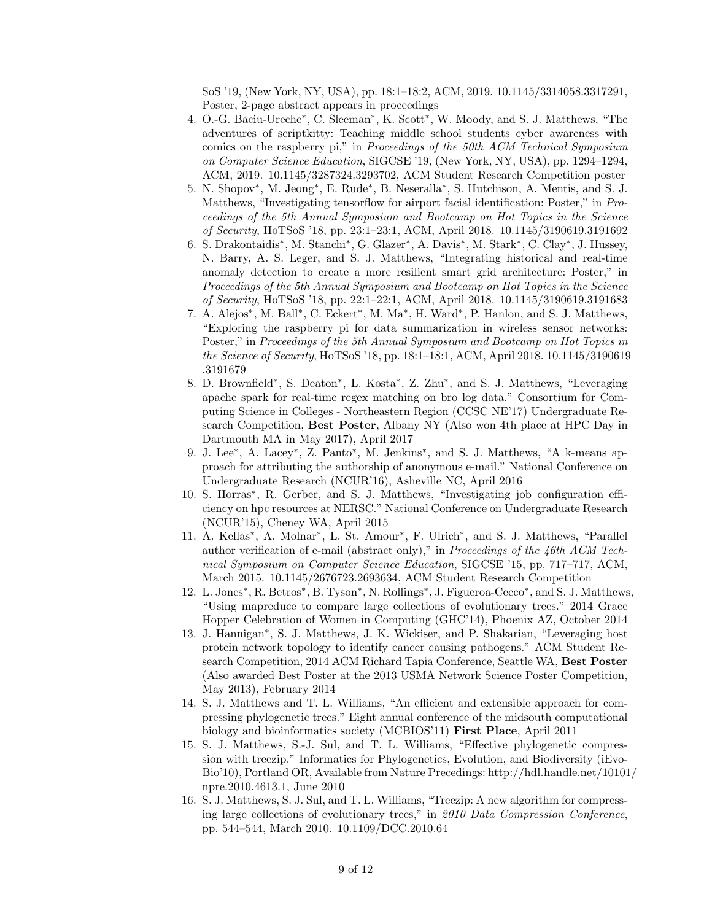SoS '19, (New York, NY, USA), pp. 18:1–18:2, ACM, 2019. 10.1145/3314058.3317291, Poster, 2-page abstract appears in proceedings

4. O.-G. Baciu-Ureche*, C. Sleeman*, K. Scott*, W. Moody, and S. J. Matthews, "The adventures of scriptkitty: Teaching middle school students cyber awareness with comics on the raspberry pi," in *Proceedings of the 50th ACM Technical Symposium on Computer Science Education*, SIGCSE '19, (New York, NY, USA), pp. 1294–1294, ACM, 2019. 10.1145/3287324.3293702, ACM Student Research Competition poster
5. N. Shopov*, M. Jeong*, E. Rude*, B. Neseralla*, S. Hutchison, A. Mentis, and S. J. Matthews, "Investigating tensorflow for airport facial identification: Poster," in *Proceedings of the 5th Annual Symposium and Bootcamp on Hot Topics in the Science of Security*, HoTSoS '18, pp. 23:1–23:1, ACM, April 2018. 10.1145/3190619.3191692
6. S. Drakontaidis*, M. Stanchi*, G. Glazer*, A. Davis*, M. Stark*, C. Clay*, J. Hussey, N. Barry, A. S. Leger, and S. J. Matthews, "Integrating historical and real-time anomaly detection to create a more resilient smart grid architecture: Poster," in *Proceedings of the 5th Annual Symposium and Bootcamp on Hot Topics in the Science of Security*, HoTSoS '18, pp. 22:1–22:1, ACM, April 2018. 10.1145/3190619.3191683
7. A. Alejos*, M. Ball*, C. Eckert*, M. Ma*, H. Ward*, P. Hanlon, and S. J. Matthews, "Exploring the raspberry pi for data summarization in wireless sensor networks: Poster," in *Proceedings of the 5th Annual Symposium and Bootcamp on Hot Topics in the Science of Security*, HoTSoS '18, pp. 18:1–18:1, ACM, April 2018. 10.1145/3190619.3191679
8. D. Brownfield*, S. Deaton*, L. Kosta*, Z. Zhu*, and S. J. Matthews, "Leveraging apache spark for real-time regex matching on bro log data." Consortium for Computing Science in Colleges - Northeastern Region (CCSC NE'17) Undergraduate Research Competition, **Best Poster**, Albany NY (Also won 4th place at HPC Day in Dartmouth MA in May 2017), April 2017
9. J. Lee*, A. Lacey*, Z. Panto*, M. Jenkins*, and S. J. Matthews, "A k-means approach for attributing the authorship of anonymous e-mail." National Conference on Undergraduate Research (NCUR'16), Asheville NC, April 2016
10. S. Horras*, R. Gerber, and S. J. Matthews, "Investigating job configuration efficiency on hpc resources at NERSC." National Conference on Undergraduate Research (NCUR'15), Cheney WA, April 2015
11. A. Kellas*, A. Molnar*, L. St. Amour*, F. Ulrich*, and S. J. Matthews, "Parallel author verification of e-mail (abstract only)," in *Proceedings of the 46th ACM Technical Symposium on Computer Science Education*, SIGCSE '15, pp. 717–717, ACM, March 2015. 10.1145/2676723.2693634, ACM Student Research Competition
12. L. Jones*, R. Betros*, B. Tyson*, N. Rollings*, J. Figueroa-Cecco*, and S. J. Matthews, "Using mapreduce to compare large collections of evolutionary trees." 2014 Grace Hopper Celebration of Women in Computing (GHC'14), Phoenix AZ, October 2014
13. J. Hannigan*, S. J. Matthews, J. K. Wickiser, and P. Shakarian, "Leveraging host protein network topology to identify cancer causing pathogens." ACM Student Research Competition, 2014 ACM Richard Tapia Conference, Seattle WA, **Best Poster** (Also awarded Best Poster at the 2013 USMA Network Science Poster Competition, May 2013), February 2014
14. S. J. Matthews and T. L. Williams, "An efficient and extensible approach for compressing phylogenetic trees." Eight annual conference of the midsouth computational biology and bioinformatics society (MCBIOS'11) **First Place**, April 2011
15. S. J. Matthews, S.-J. Sul, and T. L. Williams, "Effective phylogenetic compression with treezip." Informatics for Phylogenetics, Evolution, and Biodiversity (iEvoBio'10), Portland OR, Available from Nature Precedings: http://hdl.handle.net/10101/npre.2010.4613.1, June 2010
16. S. J. Matthews, S. J. Sul, and T. L. Williams, "Treezip: A new algorithm for compressing large collections of evolutionary trees," in *2010 Data Compression Conference*, pp. 544–544, March 2010. 10.1109/DCC.2010.64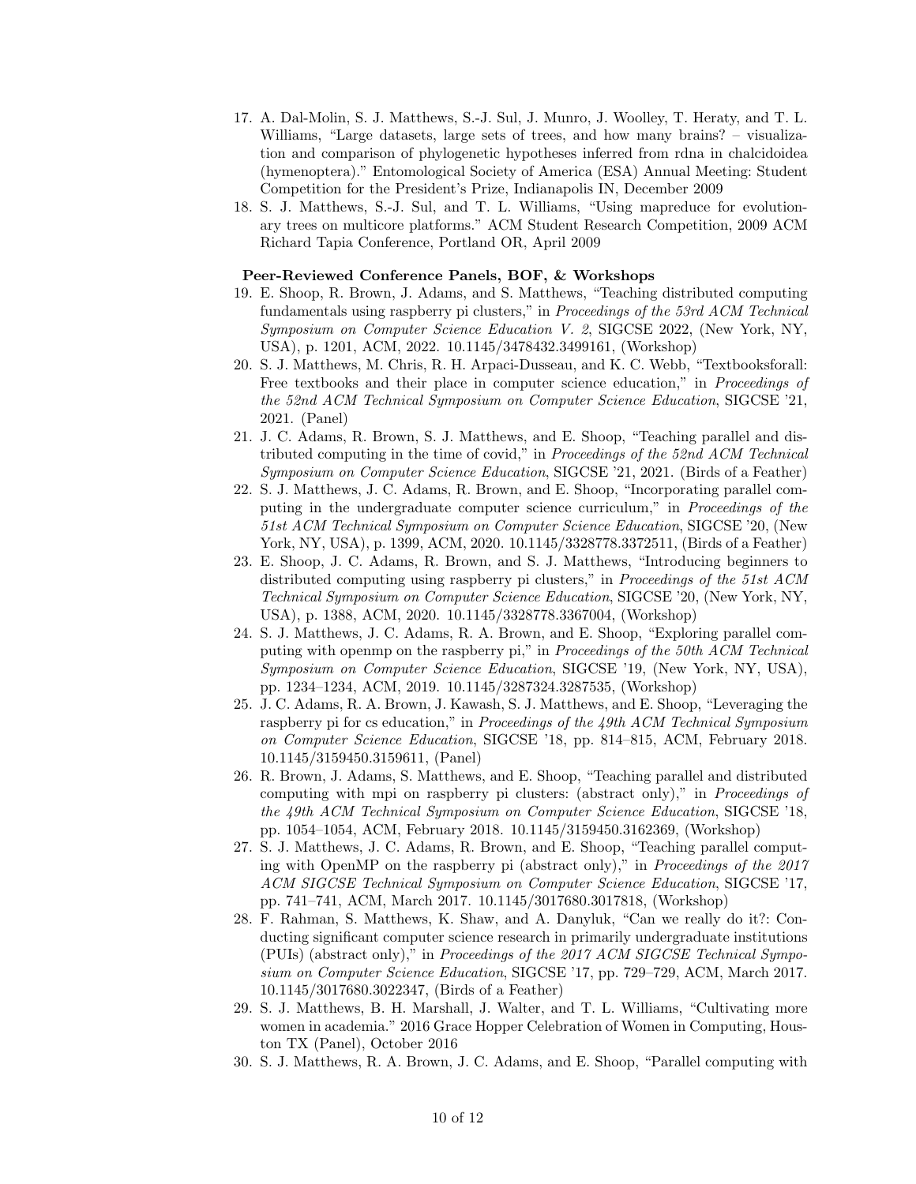17. A. Dal-Molin, S. J. Matthews, S.-J. Sul, J. Munro, J. Woolley, T. Heraty, and T. L. Williams, "Large datasets, large sets of trees, and how many brains? – visualization and comparison of phylogenetic hypotheses inferred from rdna in chalcidoidea (hymenoptera)." Entomological Society of America (ESA) Annual Meeting: Student Competition for the President's Prize, Indianapolis IN, December 2009
18. S. J. Matthews, S.-J. Sul, and T. L. Williams, "Using mapreduce for evolutionary trees on multicore platforms." ACM Student Research Competition, 2009 ACM Richard Tapia Conference, Portland OR, April 2009

**Peer-Reviewed Conference Panels, BOF, & Workshops**

19. E. Shoop, R. Brown, J. Adams, and S. Matthews, "Teaching distributed computing fundamentals using raspberry pi clusters," in *Proceedings of the 53rd ACM Technical Symposium on Computer Science Education V. 2*, SIGCSE 2022, (New York, NY, USA), p. 1201, ACM, 2022. 10.1145/3478432.3499161, (Workshop)
20. S. J. Matthews, M. Chris, R. H. Arpaci-Dusseau, and K. C. Webb, "Textbooksforall: Free textbooks and their place in computer science education," in *Proceedings of the 52nd ACM Technical Symposium on Computer Science Education*, SIGCSE '21, 2021. (Panel)
21. J. C. Adams, R. Brown, S. J. Matthews, and E. Shoop, "Teaching parallel and distributed computing in the time of covid," in *Proceedings of the 52nd ACM Technical Symposium on Computer Science Education*, SIGCSE '21, 2021. (Birds of a Feather)
22. S. J. Matthews, J. C. Adams, R. Brown, and E. Shoop, "Incorporating parallel computing in the undergraduate computer science curriculum," in *Proceedings of the 51st ACM Technical Symposium on Computer Science Education*, SIGCSE '20, (New York, NY, USA), p. 1399, ACM, 2020. 10.1145/3328778.3372511, (Birds of a Feather)
23. E. Shoop, J. C. Adams, R. Brown, and S. J. Matthews, "Introducing beginners to distributed computing using raspberry pi clusters," in *Proceedings of the 51st ACM Technical Symposium on Computer Science Education*, SIGCSE '20, (New York, NY, USA), p. 1388, ACM, 2020. 10.1145/3328778.3367004, (Workshop)
24. S. J. Matthews, J. C. Adams, R. A. Brown, and E. Shoop, "Exploring parallel computing with openmp on the raspberry pi," in *Proceedings of the 50th ACM Technical Symposium on Computer Science Education*, SIGCSE '19, (New York, NY, USA), pp. 1234–1234, ACM, 2019. 10.1145/3287324.3287535, (Workshop)
25. J. C. Adams, R. A. Brown, J. Kawash, S. J. Matthews, and E. Shoop, "Leveraging the raspberry pi for cs education," in *Proceedings of the 49th ACM Technical Symposium on Computer Science Education*, SIGCSE '18, pp. 814–815, ACM, February 2018. 10.1145/3159450.3159611, (Panel)
26. R. Brown, J. Adams, S. Matthews, and E. Shoop, "Teaching parallel and distributed computing with mpi on raspberry pi clusters: (abstract only)," in *Proceedings of the 49th ACM Technical Symposium on Computer Science Education*, SIGCSE '18, pp. 1054–1054, ACM, February 2018. 10.1145/3159450.3162369, (Workshop)
27. S. J. Matthews, J. C. Adams, R. Brown, and E. Shoop, "Teaching parallel computing with OpenMP on the raspberry pi (abstract only)," in *Proceedings of the 2017 ACM SIGCSE Technical Symposium on Computer Science Education*, SIGCSE '17, pp. 741–741, ACM, March 2017. 10.1145/3017680.3017818, (Workshop)
28. F. Rahman, S. Matthews, K. Shaw, and A. Danyluk, "Can we really do it?: Conducting significant computer science research in primarily undergraduate institutions (PUIs) (abstract only)," in *Proceedings of the 2017 ACM SIGCSE Technical Symposium on Computer Science Education*, SIGCSE '17, pp. 729–729, ACM, March 2017. 10.1145/3017680.3022347, (Birds of a Feather)
29. S. J. Matthews, B. H. Marshall, J. Walter, and T. L. Williams, "Cultivating more women in academia." 2016 Grace Hopper Celebration of Women in Computing, Houston TX (Panel), October 2016
30. S. J. Matthews, R. A. Brown, J. C. Adams, and E. Shoop, "Parallel computing with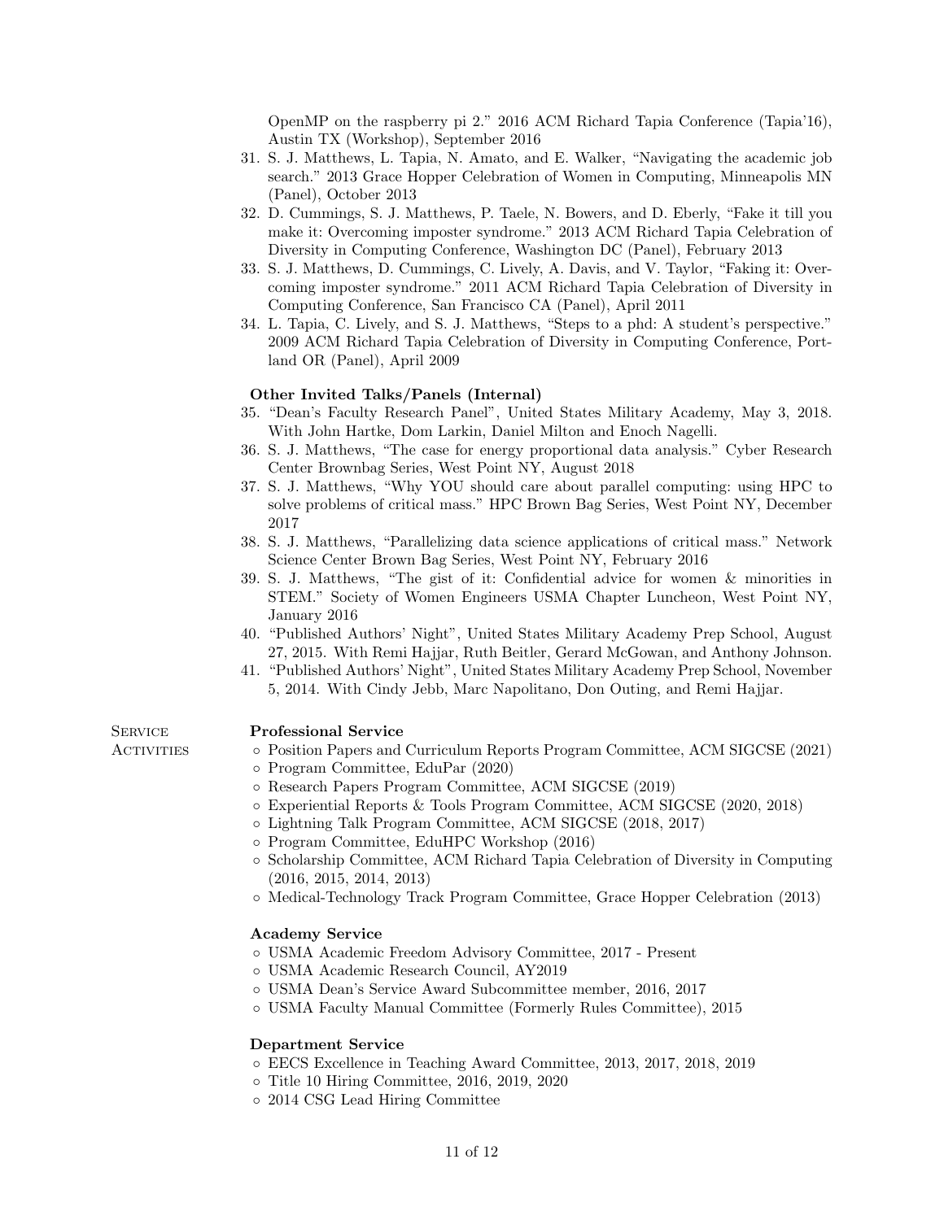OpenMP on the raspberry pi 2." 2016 ACM Richard Tapia Conference (Tapia'16), Austin TX (Workshop), September 2016

31. S. J. Matthews, L. Tapia, N. Amato, and E. Walker, "Navigating the academic job search." 2013 Grace Hopper Celebration of Women in Computing, Minneapolis MN (Panel), October 2013
32. D. Cummings, S. J. Matthews, P. Taele, N. Bowers, and D. Eberly, "Fake it till you make it: Overcoming imposter syndrome." 2013 ACM Richard Tapia Celebration of Diversity in Computing Conference, Washington DC (Panel), February 2013
33. S. J. Matthews, D. Cummings, C. Lively, A. Davis, and V. Taylor, "Faking it: Overcoming imposter syndrome." 2011 ACM Richard Tapia Celebration of Diversity in Computing Conference, San Francisco CA (Panel), April 2011
34. L. Tapia, C. Lively, and S. J. Matthews, "Steps to a phd: A student's perspective." 2009 ACM Richard Tapia Celebration of Diversity in Computing Conference, Portland OR (Panel), April 2009

**Other Invited Talks/Panels (Internal)**

35. "Dean's Faculty Research Panel", United States Military Academy, May 3, 2018. With John Hartke, Dom Larkin, Daniel Milton and Enoch Nagelli.
36. S. J. Matthews, "The case for energy proportional data analysis." Cyber Research Center Brownbag Series, West Point NY, August 2018
37. S. J. Matthews, "Why YOU should care about parallel computing: using HPC to solve problems of critical mass." HPC Brown Bag Series, West Point NY, December 2017
38. S. J. Matthews, "Parallelizing data science applications of critical mass." Network Science Center Brown Bag Series, West Point NY, February 2016
39. S. J. Matthews, "The gist of it: Confidential advice for women & minorities in STEM." Society of Women Engineers USMA Chapter Luncheon, West Point NY, January 2016
40. "Published Authors' Night", United States Military Academy Prep School, August 27, 2015. With Remi Hajjar, Ruth Beitler, Gerard McGowan, and Anthony Johnson.
41. "Published Authors' Night", United States Military Academy Prep School, November 5, 2014. With Cindy Jebb, Marc Napolitano, Don Outing, and Remi Hajjar.

## Service Activities

**Professional Service**

- Position Papers and Curriculum Reports Program Committee, ACM SIGCSE (2021)
- Program Committee, EduPar (2020)
- Research Papers Program Committee, ACM SIGCSE (2019)
- Experiential Reports & Tools Program Committee, ACM SIGCSE (2020, 2018)
- Lightning Talk Program Committee, ACM SIGCSE (2018, 2017)
- Program Committee, EduHPC Workshop (2016)
- Scholarship Committee, ACM Richard Tapia Celebration of Diversity in Computing (2016, 2015, 2014, 2013)
- Medical-Technology Track Program Committee, Grace Hopper Celebration (2013)

**Academy Service**

- USMA Academic Freedom Advisory Committee, 2017 - Present
- USMA Academic Research Council, AY2019
- USMA Dean's Service Award Subcommittee member, 2016, 2017
- USMA Faculty Manual Committee (Formerly Rules Committee), 2015

**Department Service**

- EECS Excellence in Teaching Award Committee, 2013, 2017, 2018, 2019
- Title 10 Hiring Committee, 2016, 2019, 2020
- 2014 CSG Lead Hiring Committee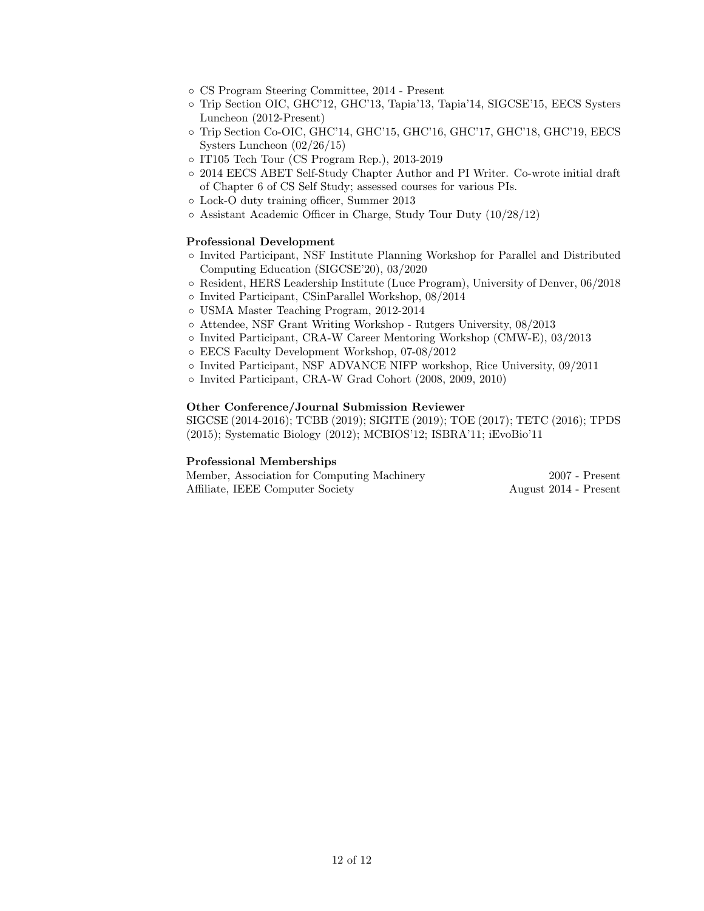- CS Program Steering Committee, 2014 - Present
- Trip Section OIC, GHC'12, GHC'13, Tapia'13, Tapia'14, SIGCSE'15, EECS Systers Luncheon (2012-Present)
- Trip Section Co-OIC, GHC'14, GHC'15, GHC'16, GHC'17, GHC'18, GHC'19, EECS Systers Luncheon (02/26/15)
- IT105 Tech Tour (CS Program Rep.), 2013-2019
- 2014 EECS ABET Self-Study Chapter Author and PI Writer. Co-wrote initial draft of Chapter 6 of CS Self Study; assessed courses for various PIs.
- Lock-O duty training officer, Summer 2013
- Assistant Academic Officer in Charge, Study Tour Duty (10/28/12)

**Professional Development**

- Invited Participant, NSF Institute Planning Workshop for Parallel and Distributed Computing Education (SIGCSE'20), 03/2020
- Resident, HERS Leadership Institute (Luce Program), University of Denver, 06/2018
- Invited Participant, CSinParallel Workshop, 08/2014
- USMA Master Teaching Program, 2012-2014
- Attendee, NSF Grant Writing Workshop - Rutgers University, 08/2013
- Invited Participant, CRA-W Career Mentoring Workshop (CMW-E), 03/2013
- EECS Faculty Development Workshop, 07-08/2012
- Invited Participant, NSF ADVANCE NIFP workshop, Rice University, 09/2011
- Invited Participant, CRA-W Grad Cohort (2008, 2009, 2010)

**Other Conference/Journal Submission Reviewer**

SIGCSE (2014-2016); TCBB (2019); SIGITE (2019); TOE (2017); TETC (2016); TPDS (2015); Systematic Biology (2012); MCBIOS'12; ISBRA'11; iEvoBio'11

**Professional Memberships**

| | |
|---|---|
| Member, Association for Computing Machinery | 2007 - Present |
| Affiliate, IEEE Computer Society | August 2014 - Present |